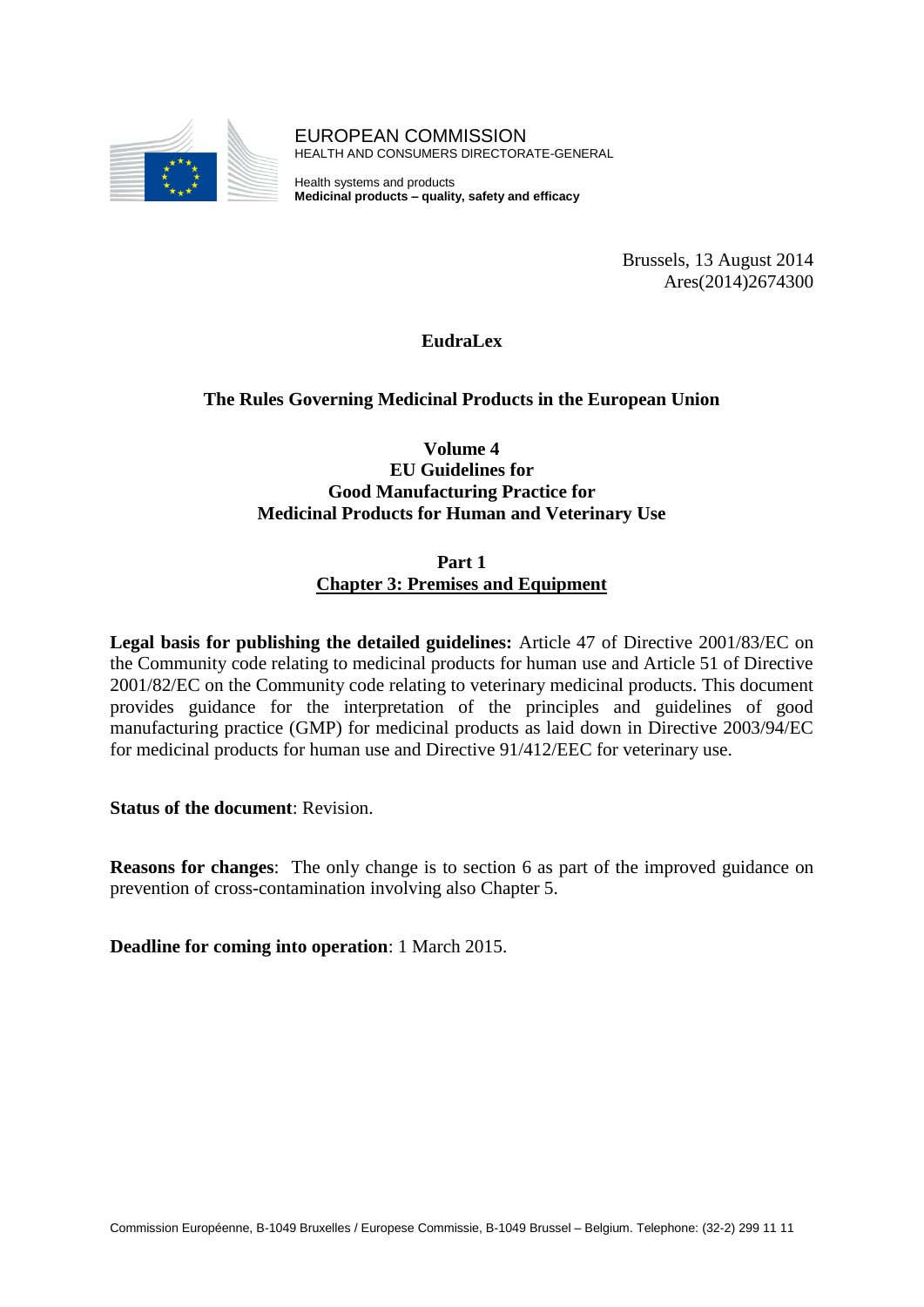EUROPEAN COMMISSION
HEALTH AND CONSUMERS DIRECTORATE-GENERAL

Health systems and products
**Medicinal products – quality, safety and efficacy**

Brussels, 13 August 2014
Ares(2014)2674300

**EudraLex**

**The Rules Governing Medicinal Products in the European Union**

**Volume 4**
**EU Guidelines for**
**Good Manufacturing Practice for**
**Medicinal Products for Human and Veterinary Use**

**Part 1**
**Chapter 3: Premises and Equipment**

**Legal basis for publishing the detailed guidelines:** Article 47 of Directive 2001/83/EC on the Community code relating to medicinal products for human use and Article 51 of Directive 2001/82/EC on the Community code relating to veterinary medicinal products. This document provides guidance for the interpretation of the principles and guidelines of good manufacturing practice (GMP) for medicinal products as laid down in Directive 2003/94/EC for medicinal products for human use and Directive 91/412/EEC for veterinary use.

**Status of the document**: Revision.

**Reasons for changes**: The only change is to section 6 as part of the improved guidance on prevention of cross-contamination involving also Chapter 5.

**Deadline for coming into operation**: 1 March 2015.

Commission Européenne, B-1049 Bruxelles / Europese Commissie, B-1049 Brussel – Belgium. Telephone: (32-2) 299 11 11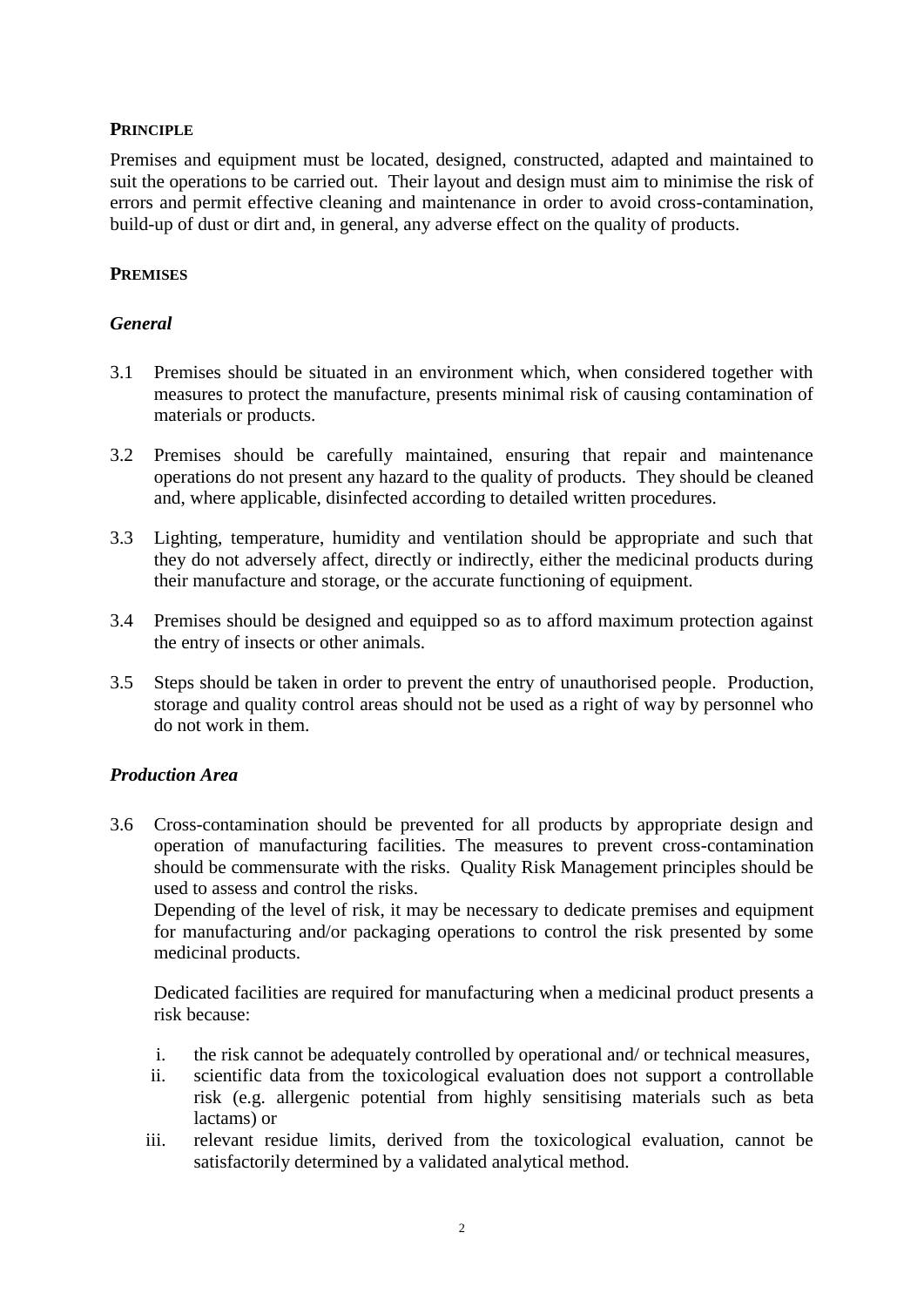**PRINCIPLE**

Premises and equipment must be located, designed, constructed, adapted and maintained to suit the operations to be carried out. Their layout and design must aim to minimise the risk of errors and permit effective cleaning and maintenance in order to avoid cross-contamination, build-up of dust or dirt and, in general, any adverse effect on the quality of products.

**PREMISES**

***General***

3.1 Premises should be situated in an environment which, when considered together with measures to protect the manufacture, presents minimal risk of causing contamination of materials or products.

3.2 Premises should be carefully maintained, ensuring that repair and maintenance operations do not present any hazard to the quality of products. They should be cleaned and, where applicable, disinfected according to detailed written procedures.

3.3 Lighting, temperature, humidity and ventilation should be appropriate and such that they do not adversely affect, directly or indirectly, either the medicinal products during their manufacture and storage, or the accurate functioning of equipment.

3.4 Premises should be designed and equipped so as to afford maximum protection against the entry of insects or other animals.

3.5 Steps should be taken in order to prevent the entry of unauthorised people. Production, storage and quality control areas should not be used as a right of way by personnel who do not work in them.

***Production Area***

3.6 Cross-contamination should be prevented for all products by appropriate design and operation of manufacturing facilities. The measures to prevent cross-contamination should be commensurate with the risks. Quality Risk Management principles should be used to assess and control the risks.
Depending of the level of risk, it may be necessary to dedicate premises and equipment for manufacturing and/or packaging operations to control the risk presented by some medicinal products.

Dedicated facilities are required for manufacturing when a medicinal product presents a risk because:

i. the risk cannot be adequately controlled by operational and/ or technical measures,
ii. scientific data from the toxicological evaluation does not support a controllable risk (e.g. allergenic potential from highly sensitising materials such as beta lactams) or
iii. relevant residue limits, derived from the toxicological evaluation, cannot be satisfactorily determined by a validated analytical method.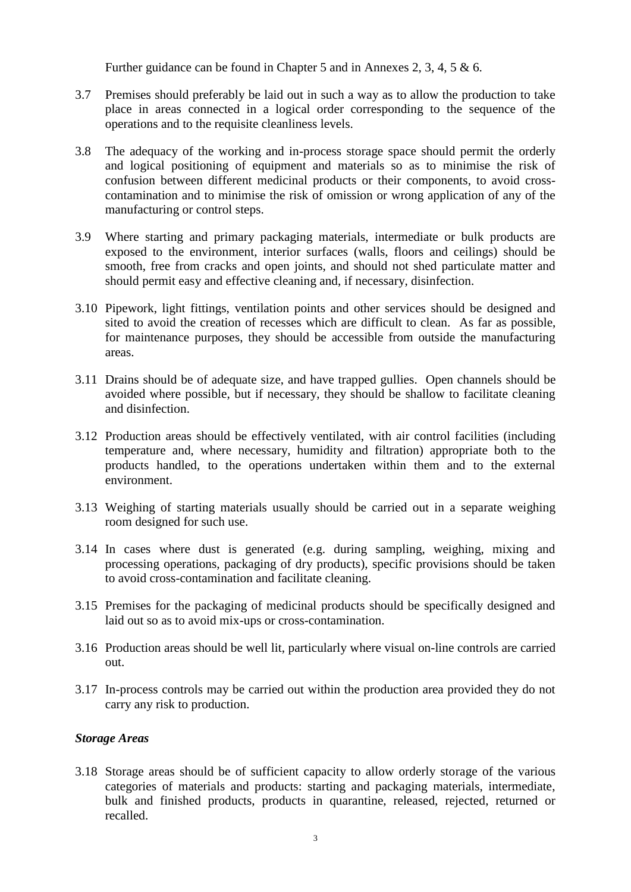Further guidance can be found in Chapter 5 and in Annexes 2, 3, 4, 5 & 6.

3.7 Premises should preferably be laid out in such a way as to allow the production to take place in areas connected in a logical order corresponding to the sequence of the operations and to the requisite cleanliness levels.

3.8 The adequacy of the working and in-process storage space should permit the orderly and logical positioning of equipment and materials so as to minimise the risk of confusion between different medicinal products or their components, to avoid cross-contamination and to minimise the risk of omission or wrong application of any of the manufacturing or control steps.

3.9 Where starting and primary packaging materials, intermediate or bulk products are exposed to the environment, interior surfaces (walls, floors and ceilings) should be smooth, free from cracks and open joints, and should not shed particulate matter and should permit easy and effective cleaning and, if necessary, disinfection.

3.10 Pipework, light fittings, ventilation points and other services should be designed and sited to avoid the creation of recesses which are difficult to clean. As far as possible, for maintenance purposes, they should be accessible from outside the manufacturing areas.

3.11 Drains should be of adequate size, and have trapped gullies. Open channels should be avoided where possible, but if necessary, they should be shallow to facilitate cleaning and disinfection.

3.12 Production areas should be effectively ventilated, with air control facilities (including temperature and, where necessary, humidity and filtration) appropriate both to the products handled, to the operations undertaken within them and to the external environment.

3.13 Weighing of starting materials usually should be carried out in a separate weighing room designed for such use.

3.14 In cases where dust is generated (e.g. during sampling, weighing, mixing and processing operations, packaging of dry products), specific provisions should be taken to avoid cross-contamination and facilitate cleaning.

3.15 Premises for the packaging of medicinal products should be specifically designed and laid out so as to avoid mix-ups or cross-contamination.

3.16 Production areas should be well lit, particularly where visual on-line controls are carried out.

3.17 In-process controls may be carried out within the production area provided they do not carry any risk to production.

***Storage Areas***

3.18 Storage areas should be of sufficient capacity to allow orderly storage of the various categories of materials and products: starting and packaging materials, intermediate, bulk and finished products, products in quarantine, released, rejected, returned or recalled.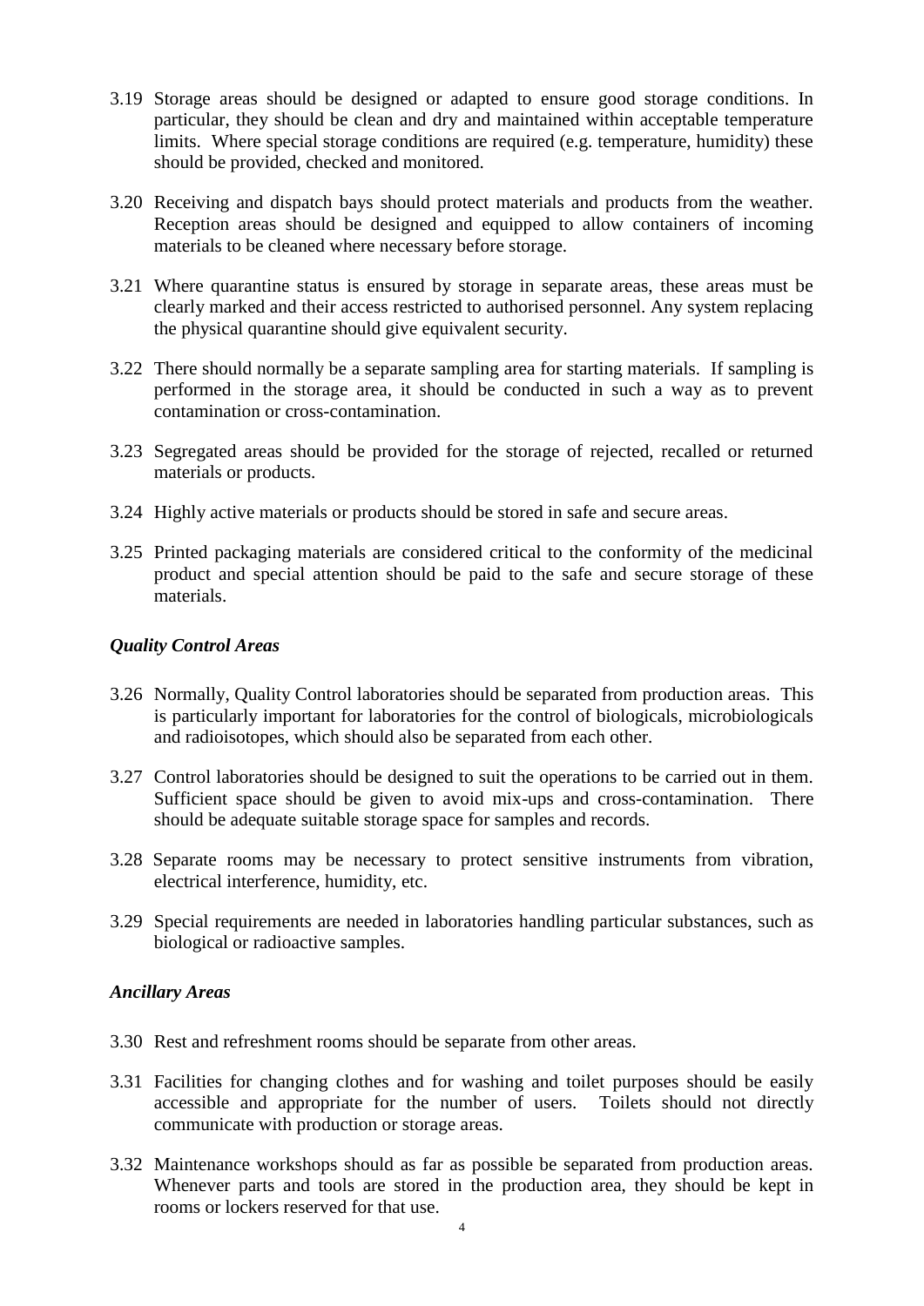3.19 Storage areas should be designed or adapted to ensure good storage conditions. In particular, they should be clean and dry and maintained within acceptable temperature limits. Where special storage conditions are required (e.g. temperature, humidity) these should be provided, checked and monitored.

3.20 Receiving and dispatch bays should protect materials and products from the weather. Reception areas should be designed and equipped to allow containers of incoming materials to be cleaned where necessary before storage.

3.21 Where quarantine status is ensured by storage in separate areas, these areas must be clearly marked and their access restricted to authorised personnel. Any system replacing the physical quarantine should give equivalent security.

3.22 There should normally be a separate sampling area for starting materials. If sampling is performed in the storage area, it should be conducted in such a way as to prevent contamination or cross-contamination.

3.23 Segregated areas should be provided for the storage of rejected, recalled or returned materials or products.

3.24 Highly active materials or products should be stored in safe and secure areas.

3.25 Printed packaging materials are considered critical to the conformity of the medicinal product and special attention should be paid to the safe and secure storage of these materials.

### *Quality Control Areas*

3.26 Normally, Quality Control laboratories should be separated from production areas. This is particularly important for laboratories for the control of biologicals, microbiologicals and radioisotopes, which should also be separated from each other.

3.27 Control laboratories should be designed to suit the operations to be carried out in them. Sufficient space should be given to avoid mix-ups and cross-contamination. There should be adequate suitable storage space for samples and records.

3.28 Separate rooms may be necessary to protect sensitive instruments from vibration, electrical interference, humidity, etc.

3.29 Special requirements are needed in laboratories handling particular substances, such as biological or radioactive samples.

### *Ancillary Areas*

3.30 Rest and refreshment rooms should be separate from other areas.

3.31 Facilities for changing clothes and for washing and toilet purposes should be easily accessible and appropriate for the number of users. Toilets should not directly communicate with production or storage areas.

3.32 Maintenance workshops should as far as possible be separated from production areas. Whenever parts and tools are stored in the production area, they should be kept in rooms or lockers reserved for that use.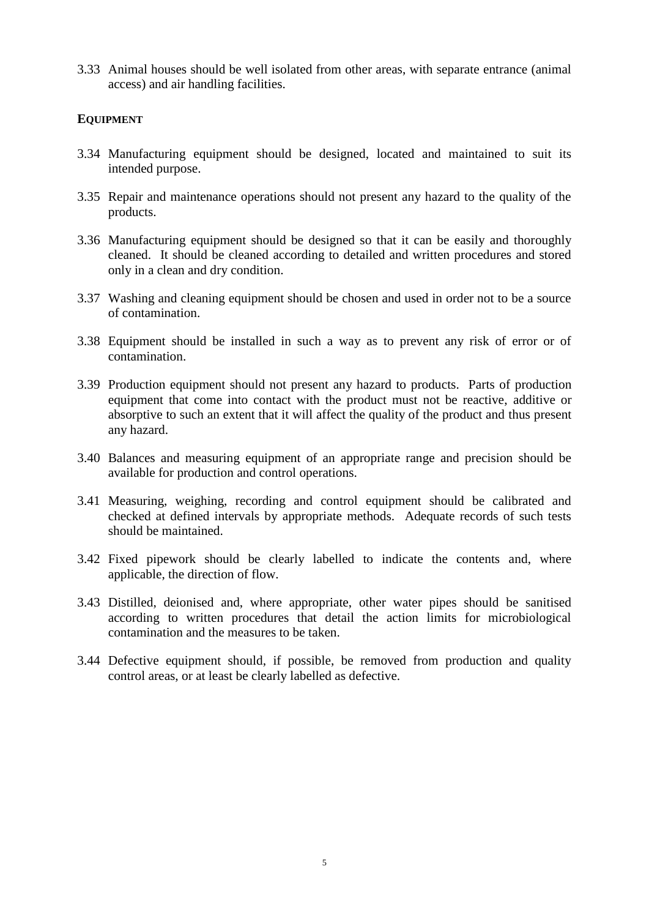3.33 Animal houses should be well isolated from other areas, with separate entrance (animal access) and air handling facilities.

## EQUIPMENT

3.34 Manufacturing equipment should be designed, located and maintained to suit its intended purpose.

3.35 Repair and maintenance operations should not present any hazard to the quality of the products.

3.36 Manufacturing equipment should be designed so that it can be easily and thoroughly cleaned. It should be cleaned according to detailed and written procedures and stored only in a clean and dry condition.

3.37 Washing and cleaning equipment should be chosen and used in order not to be a source of contamination.

3.38 Equipment should be installed in such a way as to prevent any risk of error or of contamination.

3.39 Production equipment should not present any hazard to products. Parts of production equipment that come into contact with the product must not be reactive, additive or absorptive to such an extent that it will affect the quality of the product and thus present any hazard.

3.40 Balances and measuring equipment of an appropriate range and precision should be available for production and control operations.

3.41 Measuring, weighing, recording and control equipment should be calibrated and checked at defined intervals by appropriate methods. Adequate records of such tests should be maintained.

3.42 Fixed pipework should be clearly labelled to indicate the contents and, where applicable, the direction of flow.

3.43 Distilled, deionised and, where appropriate, other water pipes should be sanitised according to written procedures that detail the action limits for microbiological contamination and the measures to be taken.

3.44 Defective equipment should, if possible, be removed from production and quality control areas, or at least be clearly labelled as defective.